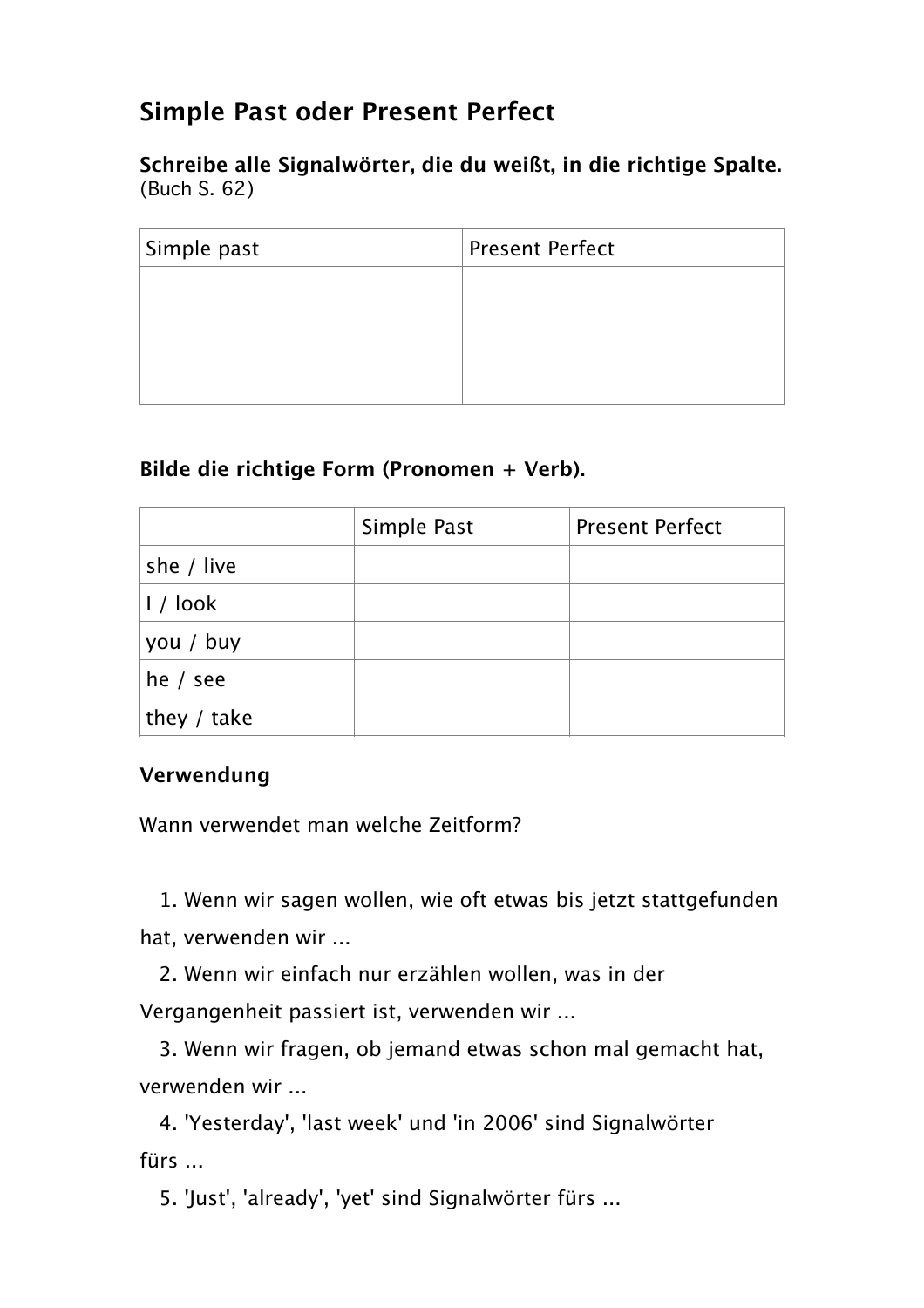# Simple Past oder Present Perfect

**Schreibe alle Signalwörter, die du weißt, in die richtige Spalte.**
(Buch S. 62)

| Simple past | Present Perfect |
| --- | --- |
| | |

**Bilde die richtige Form (Pronomen + Verb).**

| | Simple Past | Present Perfect |
| --- | --- | --- |
| she / live | | |
| I / look | | |
| you / buy | | |
| he / see | | |
| they / take | | |

**Verwendung**

Wann verwendet man welche Zeitform?

1. Wenn wir sagen wollen, wie oft etwas bis jetzt stattgefunden hat, verwenden wir ...
2. Wenn wir einfach nur erzählen wollen, was in der Vergangenheit passiert ist, verwenden wir ...
3. Wenn wir fragen, ob jemand etwas schon mal gemacht hat, verwenden wir ...
4. 'Yesterday', 'last week' und 'in 2006' sind Signalwörter fürs ...
5. 'Just', 'already', 'yet' sind Signalwörter fürs ...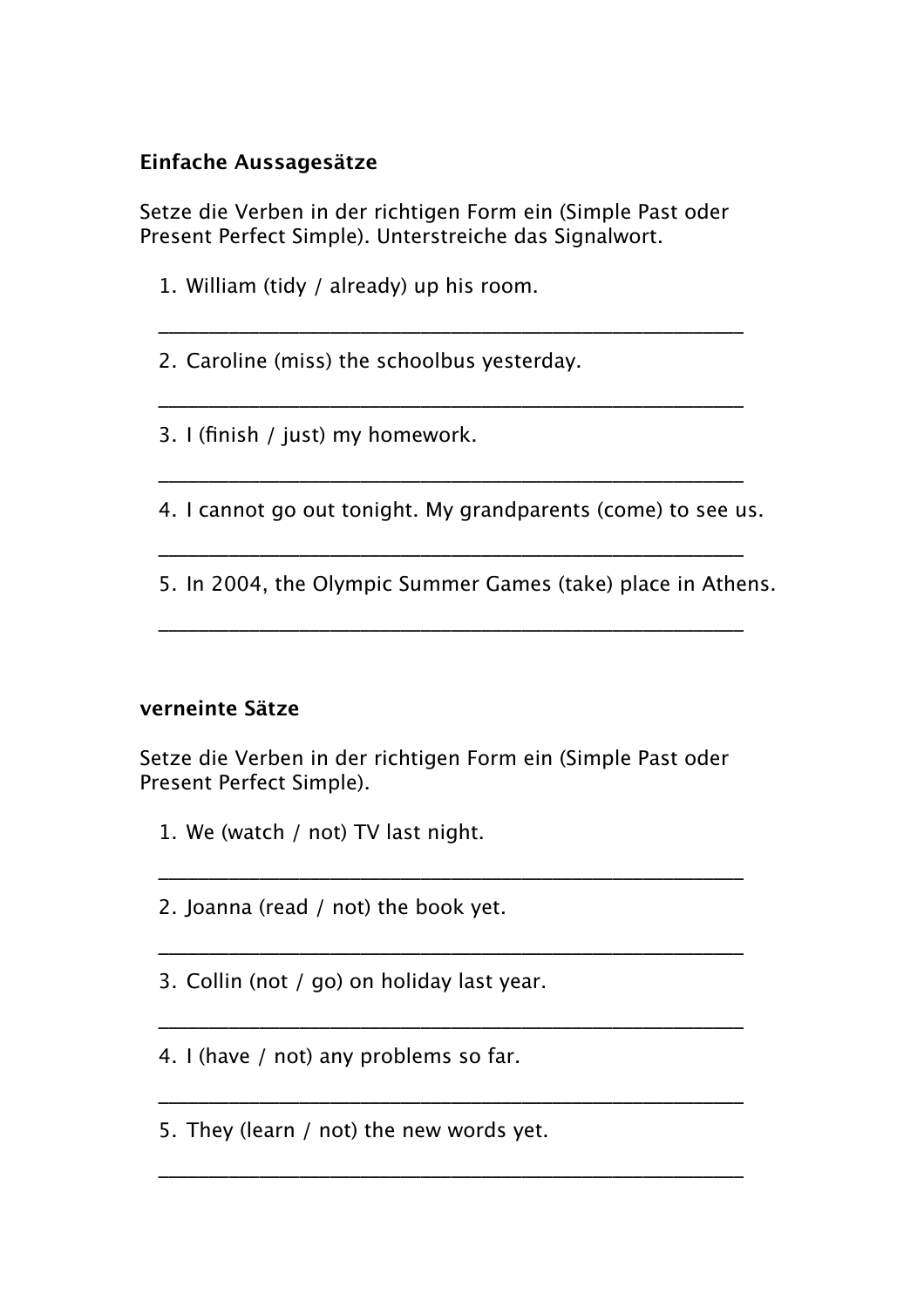**Einfache Aussagesätze**

Setze die Verben in der richtigen Form ein (Simple Past oder Present Perfect Simple). Unterstreiche das Signalwort.

1. William (tidy / already) up his room.

   ______________________________________________________

2. Caroline (miss) the schoolbus yesterday.

   ______________________________________________________

3. I (finish / just) my homework.

   ______________________________________________________

4. I cannot go out tonight. My grandparents (come) to see us.

   ______________________________________________________

5. In 2004, the Olympic Summer Games (take) place in Athens.

   ______________________________________________________

**verneinte Sätze**

Setze die Verben in der richtigen Form ein (Simple Past oder Present Perfect Simple).

1. We (watch / not) TV last night.

   ______________________________________________________

2. Joanna (read / not) the book yet.

   ______________________________________________________

3. Collin (not / go) on holiday last year.

   ______________________________________________________

4. I (have / not) any problems so far.

   ______________________________________________________

5. They (learn / not) the new words yet.

   ______________________________________________________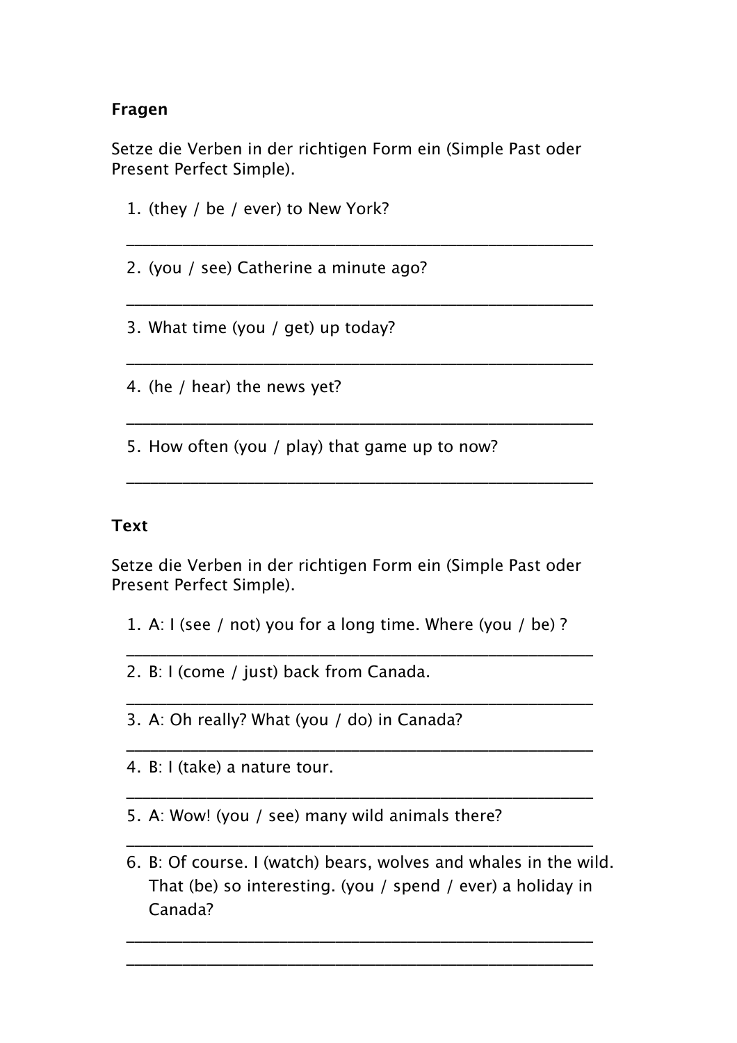**Fragen**

Setze die Verben in der richtigen Form ein (Simple Past oder Present Perfect Simple).

1. (they / be / ever) to New York?

   ______________________________________________________

2. (you / see) Catherine a minute ago?

   ______________________________________________________

3. What time (you / get) up today?

   ______________________________________________________

4. (he / hear) the news yet?

   ______________________________________________________

5. How often (you / play) that game up to now?

   ______________________________________________________

**Text**

Setze die Verben in der richtigen Form ein (Simple Past oder Present Perfect Simple).

1. A: I (see / not) you for a long time. Where (you / be) ?

   ______________________________________________________

2. B: I (come / just) back from Canada.

   ______________________________________________________

3. A: Oh really? What (you / do) in Canada?

   ______________________________________________________

4. B: I (take) a nature tour.

   ______________________________________________________

5. A: Wow! (you / see) many wild animals there?

   ______________________________________________________

6. B: Of course. I (watch) bears, wolves and whales in the wild. That (be) so interesting. (you / spend / ever) a holiday in Canada?

   ______________________________________________________

   ______________________________________________________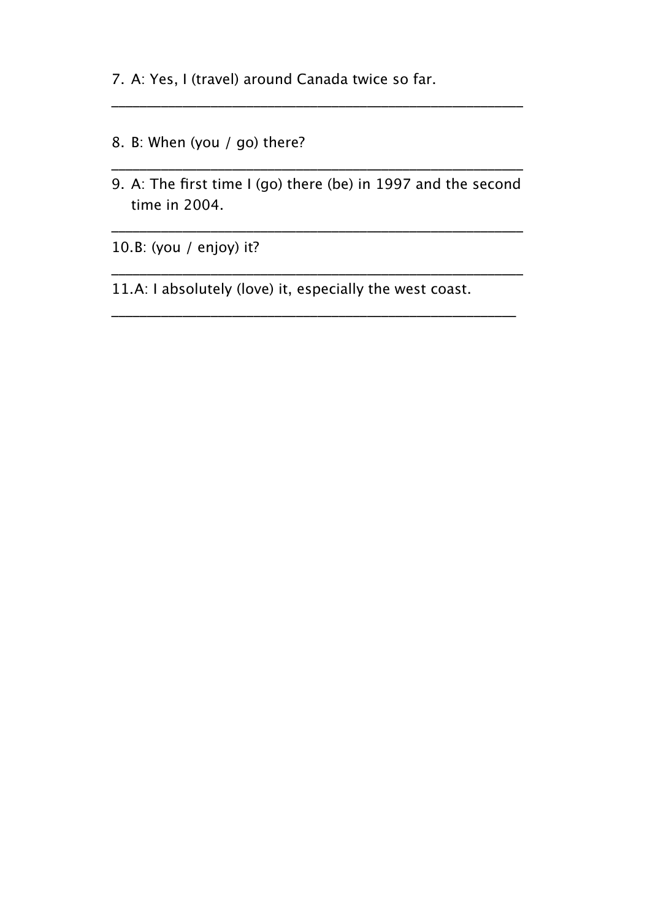7. A: Yes, I (travel) around Canada twice so far.

_______________________________________________

8. B: When (you / go) there?

_______________________________________________

9. A: The first time I (go) there (be) in 1997 and the second time in 2004.

_______________________________________________

10. B: (you / enjoy) it?

_______________________________________________

11. A: I absolutely (love) it, especially the west coast.

_______________________________________________